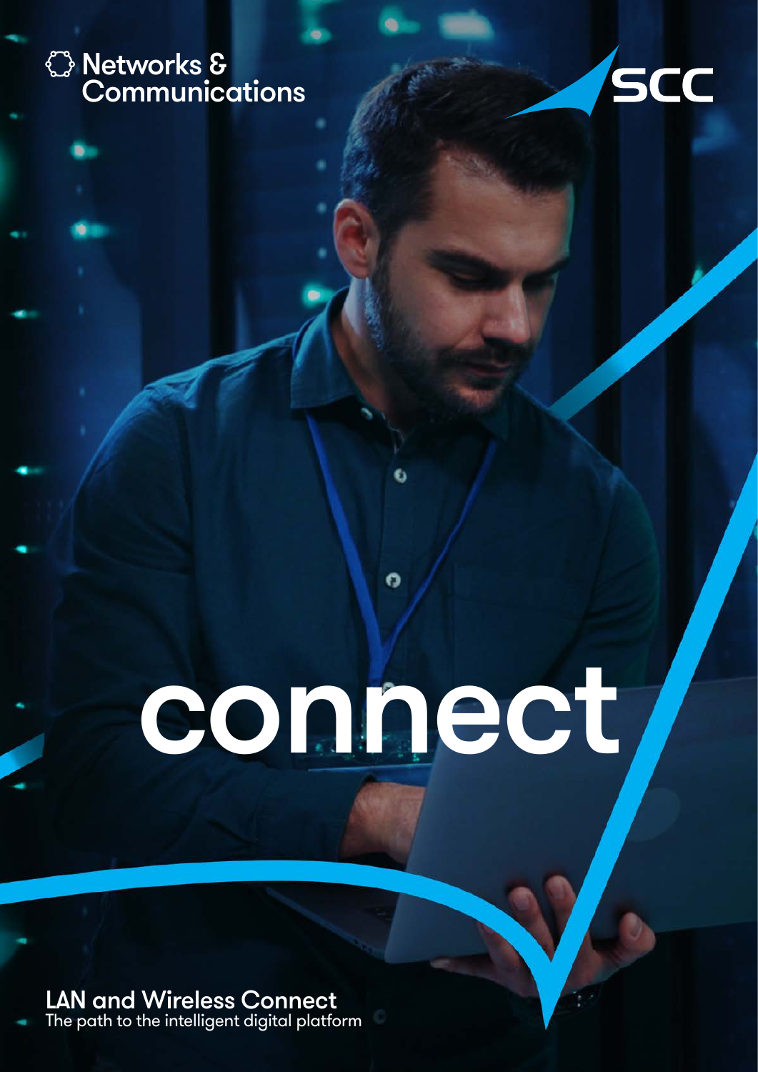Networks & Communications

SCC

# connect

**LAN and Wireless Connect**

The path to the intelligent digital platform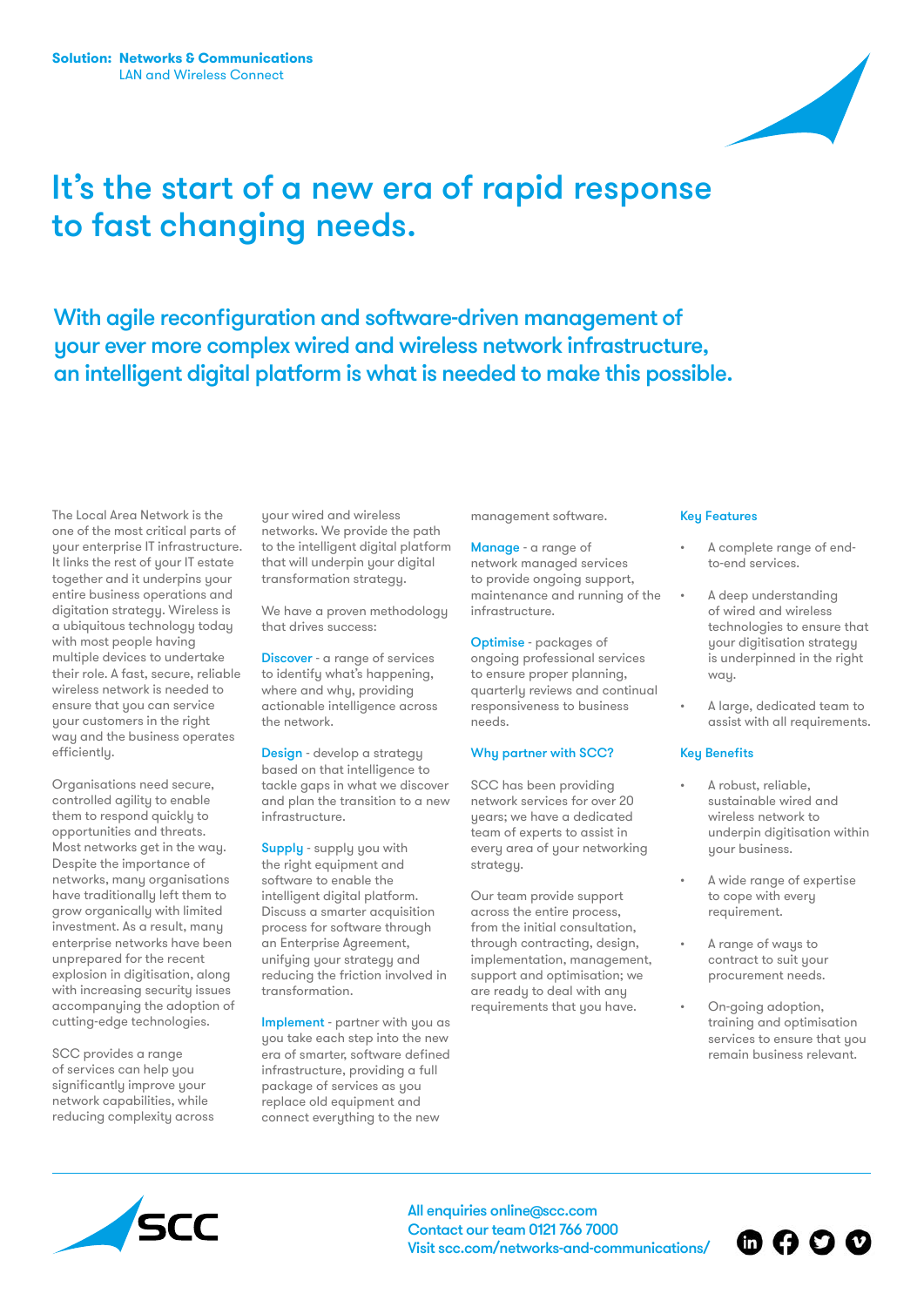**Solution: Networks & Communications**
LAN and Wireless Connect

# It's the start of a new era of rapid response to fast changing needs.

## With agile reconfiguration and software-driven management of your ever more complex wired and wireless network infrastructure, an intelligent digital platform is what is needed to make this possible.

The Local Area Network is the one of the most critical parts of your enterprise IT infrastructure. It links the rest of your IT estate together and it underpins your entire business operations and digitation strategy. Wireless is a ubiquitous technology today with most people having multiple devices to undertake their role. A fast, secure, reliable wireless network is needed to ensure that you can service your customers in the right way and the business operates efficiently.

Organisations need secure, controlled agility to enable them to respond quickly to opportunities and threats. Most networks get in the way. Despite the importance of networks, many organisations have traditionally left them to grow organically with limited investment. As a result, many enterprise networks have been unprepared for the recent explosion in digitisation, along with increasing security issues accompanying the adoption of cutting-edge technologies.

SCC provides a range of services can help you significantly improve your network capabilities, while reducing complexity across your wired and wireless networks. We provide the path to the intelligent digital platform that will underpin your digital transformation strategy.

We have a proven methodology that drives success:

**Discover** - a range of services to identify what's happening, where and why, providing actionable intelligence across the network.

**Design** - develop a strategy based on that intelligence to tackle gaps in what we discover and plan the transition to a new infrastructure.

**Supply** - supply you with the right equipment and software to enable the intelligent digital platform. Discuss a smarter acquisition process for software through an Enterprise Agreement, unifying your strategy and reducing the friction involved in transformation.

**Implement** - partner with you as you take each step into the new era of smarter, software defined infrastructure, providing a full package of services as you replace old equipment and connect everything to the new management software.

**Manage** - a range of network managed services to provide ongoing support, maintenance and running of the infrastructure.

**Optimise** - packages of ongoing professional services to ensure proper planning, quarterly reviews and continual responsiveness to business needs.

### Why partner with SCC?

SCC has been providing network services for over 20 years; we have a dedicated team of experts to assist in every area of your networking strategy.

Our team provide support across the entire process, from the initial consultation, through contracting, design, implementation, management, support and optimisation; we are ready to deal with any requirements that you have.

### Key Features

- A complete range of end-to-end services.
- A deep understanding of wired and wireless technologies to ensure that your digitisation strategy is underpinned in the right way.
- A large, dedicated team to assist with all requirements.

### Key Benefits

- A robust, reliable, sustainable wired and wireless network to underpin digitisation within your business.
- A wide range of expertise to cope with every requirement.
- A range of ways to contract to suit your procurement needs.
- On-going adoption, training and optimisation services to ensure that you remain business relevant.

SCC

All enquiries online@scc.com
Contact our team 0121 766 7000
Visit scc.com/networks-and-communications/